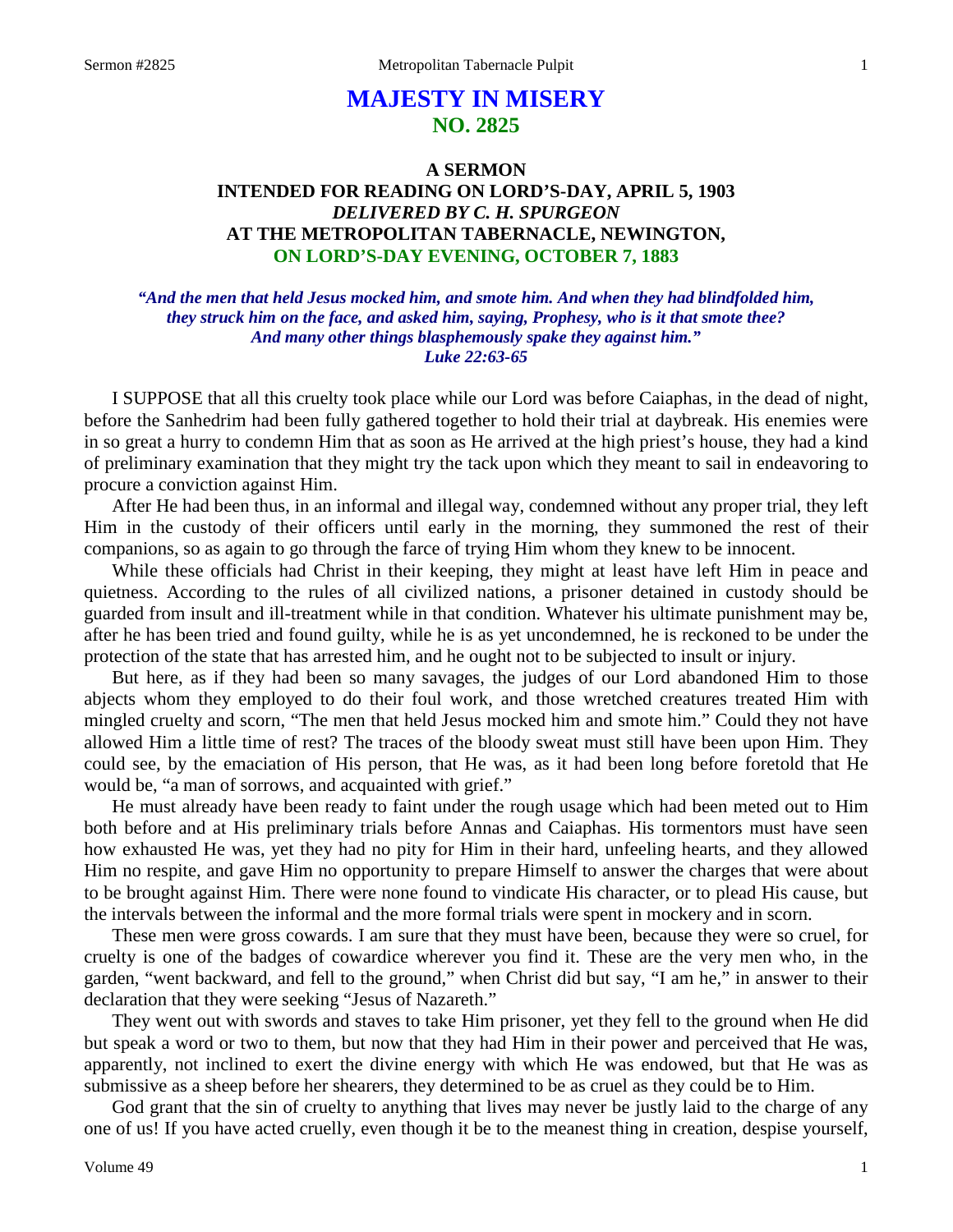# MAJESTY IN MISERY
## NO. 2825

### A SERMON
### INTENDED FOR READING ON LORD'S-DAY, APRIL 5, 1903
### *DELIVERED BY C. H. SPURGEON*
### AT THE METROPOLITAN TABERNACLE, NEWINGTON,
### ON LORD'S-DAY EVENING, OCTOBER 7, 1883

*"And the men that held Jesus mocked him, and smote him. And when they had blindfolded him, they struck him on the face, and asked him, saying, Prophesy, who is it that smote thee? And many other things blasphemously spake they against him."*
*Luke 22:63-65*

I SUPPOSE that all this cruelty took place while our Lord was before Caiaphas, in the dead of night, before the Sanhedrim had been fully gathered together to hold their trial at daybreak. His enemies were in so great a hurry to condemn Him that as soon as He arrived at the high priest's house, they had a kind of preliminary examination that they might try the tack upon which they meant to sail in endeavoring to procure a conviction against Him.

After He had been thus, in an informal and illegal way, condemned without any proper trial, they left Him in the custody of their officers until early in the morning, they summoned the rest of their companions, so as again to go through the farce of trying Him whom they knew to be innocent.

While these officials had Christ in their keeping, they might at least have left Him in peace and quietness. According to the rules of all civilized nations, a prisoner detained in custody should be guarded from insult and ill-treatment while in that condition. Whatever his ultimate punishment may be, after he has been tried and found guilty, while he is as yet uncondemned, he is reckoned to be under the protection of the state that has arrested him, and he ought not to be subjected to insult or injury.

But here, as if they had been so many savages, the judges of our Lord abandoned Him to those abjects whom they employed to do their foul work, and those wretched creatures treated Him with mingled cruelty and scorn, "The men that held Jesus mocked him and smote him." Could they not have allowed Him a little time of rest? The traces of the bloody sweat must still have been upon Him. They could see, by the emaciation of His person, that He was, as it had been long before foretold that He would be, "a man of sorrows, and acquainted with grief."

He must already have been ready to faint under the rough usage which had been meted out to Him both before and at His preliminary trials before Annas and Caiaphas. His tormentors must have seen how exhausted He was, yet they had no pity for Him in their hard, unfeeling hearts, and they allowed Him no respite, and gave Him no opportunity to prepare Himself to answer the charges that were about to be brought against Him. There were none found to vindicate His character, or to plead His cause, but the intervals between the informal and the more formal trials were spent in mockery and in scorn.

These men were gross cowards. I am sure that they must have been, because they were so cruel, for cruelty is one of the badges of cowardice wherever you find it. These are the very men who, in the garden, "went backward, and fell to the ground," when Christ did but say, "I am he," in answer to their declaration that they were seeking "Jesus of Nazareth."

They went out with swords and staves to take Him prisoner, yet they fell to the ground when He did but speak a word or two to them, but now that they had Him in their power and perceived that He was, apparently, not inclined to exert the divine energy with which He was endowed, but that He was as submissive as a sheep before her shearers, they determined to be as cruel as they could be to Him.

God grant that the sin of cruelty to anything that lives may never be justly laid to the charge of any one of us! If you have acted cruelly, even though it be to the meanest thing in creation, despise yourself,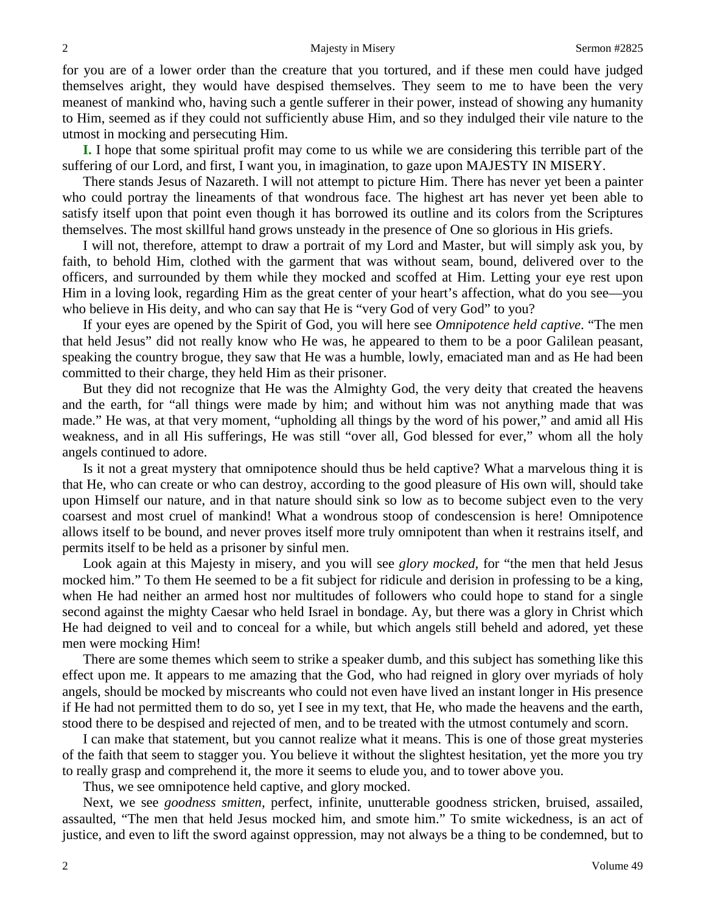for you are of a lower order than the creature that you tortured, and if these men could have judged themselves aright, they would have despised themselves. They seem to me to have been the very meanest of mankind who, having such a gentle sufferer in their power, instead of showing any humanity to Him, seemed as if they could not sufficiently abuse Him, and so they indulged their vile nature to the utmost in mocking and persecuting Him.

**I.** I hope that some spiritual profit may come to us while we are considering this terrible part of the suffering of our Lord, and first, I want you, in imagination, to gaze upon MAJESTY IN MISERY.

There stands Jesus of Nazareth. I will not attempt to picture Him. There has never yet been a painter who could portray the lineaments of that wondrous face. The highest art has never yet been able to satisfy itself upon that point even though it has borrowed its outline and its colors from the Scriptures themselves. The most skillful hand grows unsteady in the presence of One so glorious in His griefs.

I will not, therefore, attempt to draw a portrait of my Lord and Master, but will simply ask you, by faith, to behold Him, clothed with the garment that was without seam, bound, delivered over to the officers, and surrounded by them while they mocked and scoffed at Him. Letting your eye rest upon Him in a loving look, regarding Him as the great center of your heart's affection, what do you see—you who believe in His deity, and who can say that He is "very God of very God" to you?

If your eyes are opened by the Spirit of God, you will here see *Omnipotence held captive*. "The men that held Jesus" did not really know who He was, he appeared to them to be a poor Galilean peasant, speaking the country brogue, they saw that He was a humble, lowly, emaciated man and as He had been committed to their charge, they held Him as their prisoner.

But they did not recognize that He was the Almighty God, the very deity that created the heavens and the earth, for "all things were made by him; and without him was not anything made that was made." He was, at that very moment, "upholding all things by the word of his power," and amid all His weakness, and in all His sufferings, He was still "over all, God blessed for ever," whom all the holy angels continued to adore.

Is it not a great mystery that omnipotence should thus be held captive? What a marvelous thing it is that He, who can create or who can destroy, according to the good pleasure of His own will, should take upon Himself our nature, and in that nature should sink so low as to become subject even to the very coarsest and most cruel of mankind! What a wondrous stoop of condescension is here! Omnipotence allows itself to be bound, and never proves itself more truly omnipotent than when it restrains itself, and permits itself to be held as a prisoner by sinful men.

Look again at this Majesty in misery, and you will see *glory mocked,* for "the men that held Jesus mocked him." To them He seemed to be a fit subject for ridicule and derision in professing to be a king, when He had neither an armed host nor multitudes of followers who could hope to stand for a single second against the mighty Caesar who held Israel in bondage. Ay, but there was a glory in Christ which He had deigned to veil and to conceal for a while, but which angels still beheld and adored, yet these men were mocking Him!

There are some themes which seem to strike a speaker dumb, and this subject has something like this effect upon me. It appears to me amazing that the God, who had reigned in glory over myriads of holy angels, should be mocked by miscreants who could not even have lived an instant longer in His presence if He had not permitted them to do so, yet I see in my text, that He, who made the heavens and the earth, stood there to be despised and rejected of men, and to be treated with the utmost contumely and scorn.

I can make that statement, but you cannot realize what it means. This is one of those great mysteries of the faith that seem to stagger you. You believe it without the slightest hesitation, yet the more you try to really grasp and comprehend it, the more it seems to elude you, and to tower above you.

Thus, we see omnipotence held captive, and glory mocked.

Next, we see *goodness smitten,* perfect, infinite, unutterable goodness stricken, bruised, assailed, assaulted, "The men that held Jesus mocked him, and smote him." To smite wickedness, is an act of justice, and even to lift the sword against oppression, may not always be a thing to be condemned, but to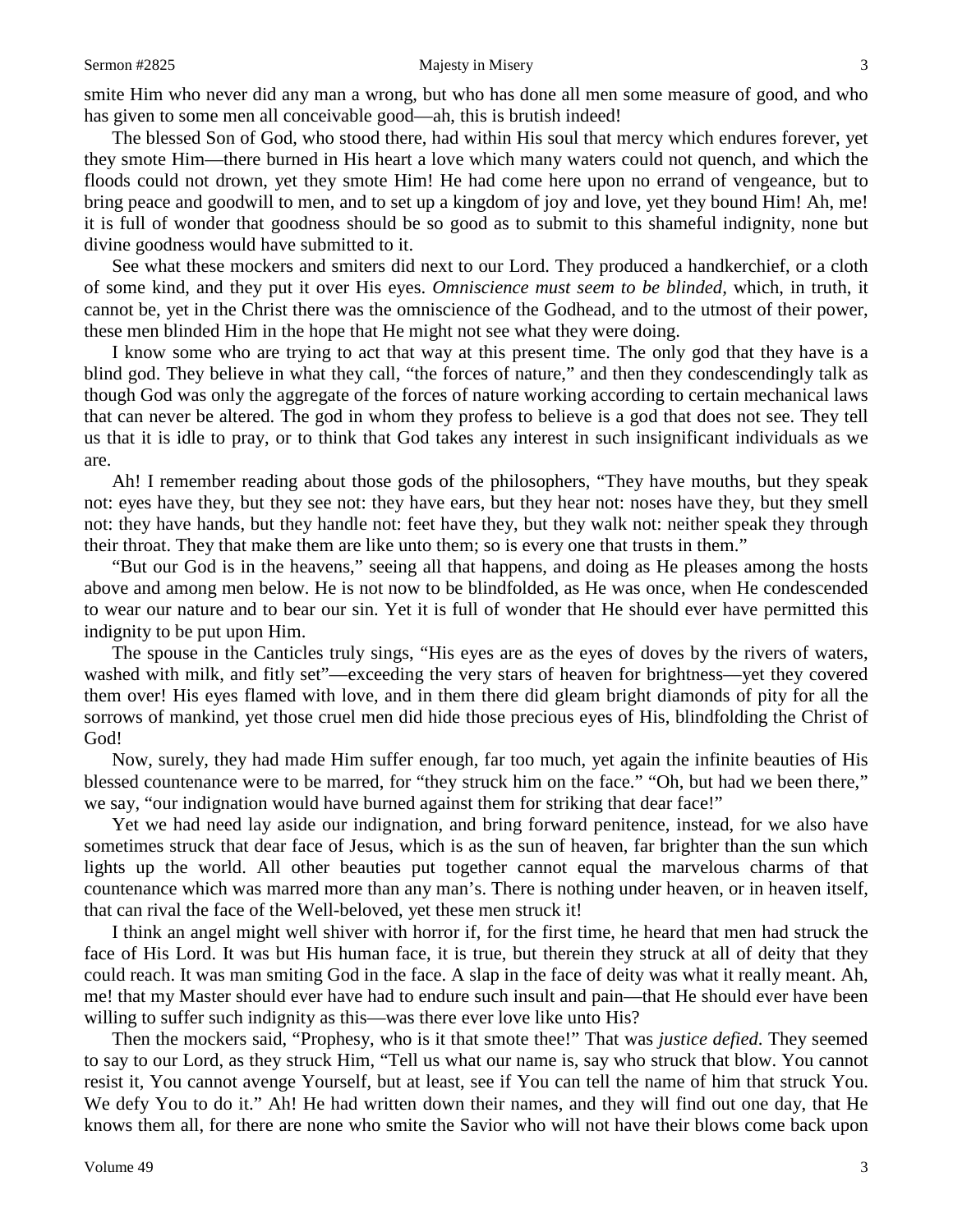smite Him who never did any man a wrong, but who has done all men some measure of good, and who has given to some men all conceivable good—ah, this is brutish indeed!

The blessed Son of God, who stood there, had within His soul that mercy which endures forever, yet they smote Him—there burned in His heart a love which many waters could not quench, and which the floods could not drown, yet they smote Him! He had come here upon no errand of vengeance, but to bring peace and goodwill to men, and to set up a kingdom of joy and love, yet they bound Him! Ah, me! it is full of wonder that goodness should be so good as to submit to this shameful indignity, none but divine goodness would have submitted to it.

See what these mockers and smiters did next to our Lord. They produced a handkerchief, or a cloth of some kind, and they put it over His eyes. *Omniscience must seem to be blinded*, which, in truth, it cannot be, yet in the Christ there was the omniscience of the Godhead, and to the utmost of their power, these men blinded Him in the hope that He might not see what they were doing.

I know some who are trying to act that way at this present time. The only god that they have is a blind god. They believe in what they call, "the forces of nature," and then they condescendingly talk as though God was only the aggregate of the forces of nature working according to certain mechanical laws that can never be altered. The god in whom they profess to believe is a god that does not see. They tell us that it is idle to pray, or to think that God takes any interest in such insignificant individuals as we are.

Ah! I remember reading about those gods of the philosophers, "They have mouths, but they speak not: eyes have they, but they see not: they have ears, but they hear not: noses have they, but they smell not: they have hands, but they handle not: feet have they, but they walk not: neither speak they through their throat. They that make them are like unto them; so is every one that trusts in them."

"But our God is in the heavens," seeing all that happens, and doing as He pleases among the hosts above and among men below. He is not now to be blindfolded, as He was once, when He condescended to wear our nature and to bear our sin. Yet it is full of wonder that He should ever have permitted this indignity to be put upon Him.

The spouse in the Canticles truly sings, "His eyes are as the eyes of doves by the rivers of waters, washed with milk, and fitly set"—exceeding the very stars of heaven for brightness—yet they covered them over! His eyes flamed with love, and in them there did gleam bright diamonds of pity for all the sorrows of mankind, yet those cruel men did hide those precious eyes of His, blindfolding the Christ of God!

Now, surely, they had made Him suffer enough, far too much, yet again the infinite beauties of His blessed countenance were to be marred, for "they struck him on the face." "Oh, but had we been there," we say, "our indignation would have burned against them for striking that dear face!"

Yet we had need lay aside our indignation, and bring forward penitence, instead, for we also have sometimes struck that dear face of Jesus, which is as the sun of heaven, far brighter than the sun which lights up the world. All other beauties put together cannot equal the marvelous charms of that countenance which was marred more than any man's. There is nothing under heaven, or in heaven itself, that can rival the face of the Well-beloved, yet these men struck it!

I think an angel might well shiver with horror if, for the first time, he heard that men had struck the face of His Lord. It was but His human face, it is true, but therein they struck at all of deity that they could reach. It was man smiting God in the face. A slap in the face of deity was what it really meant. Ah, me! that my Master should ever have had to endure such insult and pain—that He should ever have been willing to suffer such indignity as this—was there ever love like unto His?

Then the mockers said, "Prophesy, who is it that smote thee!" That was *justice defied*. They seemed to say to our Lord, as they struck Him, "Tell us what our name is, say who struck that blow. You cannot resist it, You cannot avenge Yourself, but at least, see if You can tell the name of him that struck You. We defy You to do it." Ah! He had written down their names, and they will find out one day, that He knows them all, for there are none who smite the Savior who will not have their blows come back upon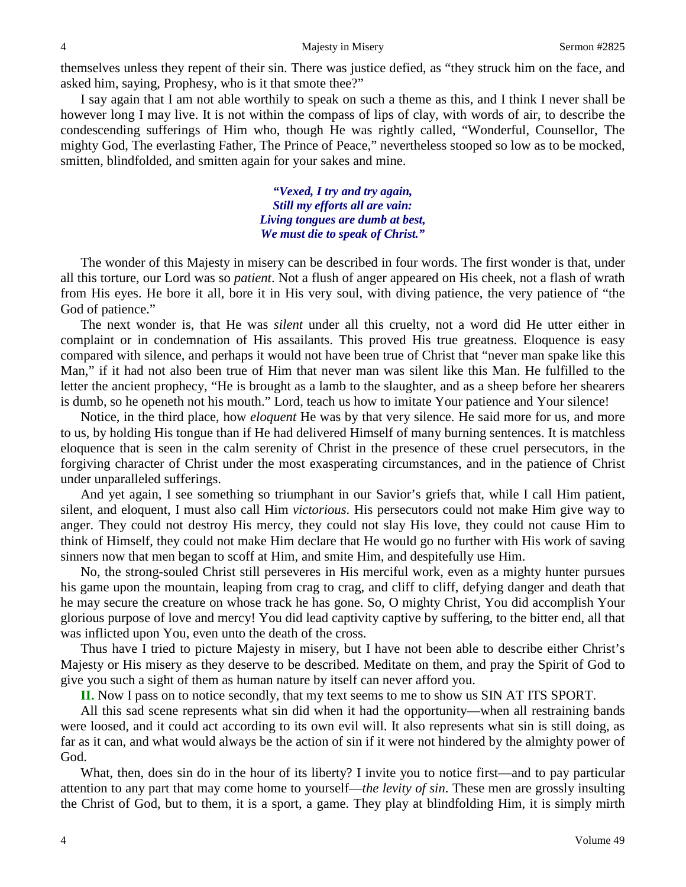themselves unless they repent of their sin. There was justice defied, as "they struck him on the face, and asked him, saying, Prophesy, who is it that smote thee?"

I say again that I am not able worthily to speak on such a theme as this, and I think I never shall be however long I may live. It is not within the compass of lips of clay, with words of air, to describe the condescending sufferings of Him who, though He was rightly called, "Wonderful, Counsellor, The mighty God, The everlasting Father, The Prince of Peace," nevertheless stooped so low as to be mocked, smitten, blindfolded, and smitten again for your sakes and mine.

> ***"Vexed, I try and try again,***
> ***Still my efforts all are vain:***
> ***Living tongues are dumb at best,***
> ***We must die to speak of Christ."***

The wonder of this Majesty in misery can be described in four words. The first wonder is that, under all this torture, our Lord was so *patient*. Not a flush of anger appeared on His cheek, not a flash of wrath from His eyes. He bore it all, bore it in His very soul, with diving patience, the very patience of "the God of patience."

The next wonder is, that He was *silent* under all this cruelty, not a word did He utter either in complaint or in condemnation of His assailants. This proved His true greatness. Eloquence is easy compared with silence, and perhaps it would not have been true of Christ that "never man spake like this Man," if it had not also been true of Him that never man was silent like this Man. He fulfilled to the letter the ancient prophecy, "He is brought as a lamb to the slaughter, and as a sheep before her shearers is dumb, so he openeth not his mouth." Lord, teach us how to imitate Your patience and Your silence!

Notice, in the third place, how *eloquent* He was by that very silence. He said more for us, and more to us, by holding His tongue than if He had delivered Himself of many burning sentences. It is matchless eloquence that is seen in the calm serenity of Christ in the presence of these cruel persecutors, in the forgiving character of Christ under the most exasperating circumstances, and in the patience of Christ under unparalleled sufferings.

And yet again, I see something so triumphant in our Savior's griefs that, while I call Him patient, silent, and eloquent, I must also call Him *victorious*. His persecutors could not make Him give way to anger. They could not destroy His mercy, they could not slay His love, they could not cause Him to think of Himself, they could not make Him declare that He would go no further with His work of saving sinners now that men began to scoff at Him, and smite Him, and despitefully use Him.

No, the strong-souled Christ still perseveres in His merciful work, even as a mighty hunter pursues his game upon the mountain, leaping from crag to crag, and cliff to cliff, defying danger and death that he may secure the creature on whose track he has gone. So, O mighty Christ, You did accomplish Your glorious purpose of love and mercy! You did lead captivity captive by suffering, to the bitter end, all that was inflicted upon You, even unto the death of the cross.

Thus have I tried to picture Majesty in misery, but I have not been able to describe either Christ's Majesty or His misery as they deserve to be described. Meditate on them, and pray the Spirit of God to give you such a sight of them as human nature by itself can never afford you.

**II.** Now I pass on to notice secondly, that my text seems to me to show us SIN AT ITS SPORT.

All this sad scene represents what sin did when it had the opportunity—when all restraining bands were loosed, and it could act according to its own evil will. It also represents what sin is still doing, as far as it can, and what would always be the action of sin if it were not hindered by the almighty power of God.

What, then, does sin do in the hour of its liberty? I invite you to notice first—and to pay particular attention to any part that may come home to yourself—*the levity of sin*. These men are grossly insulting the Christ of God, but to them, it is a sport, a game. They play at blindfolding Him, it is simply mirth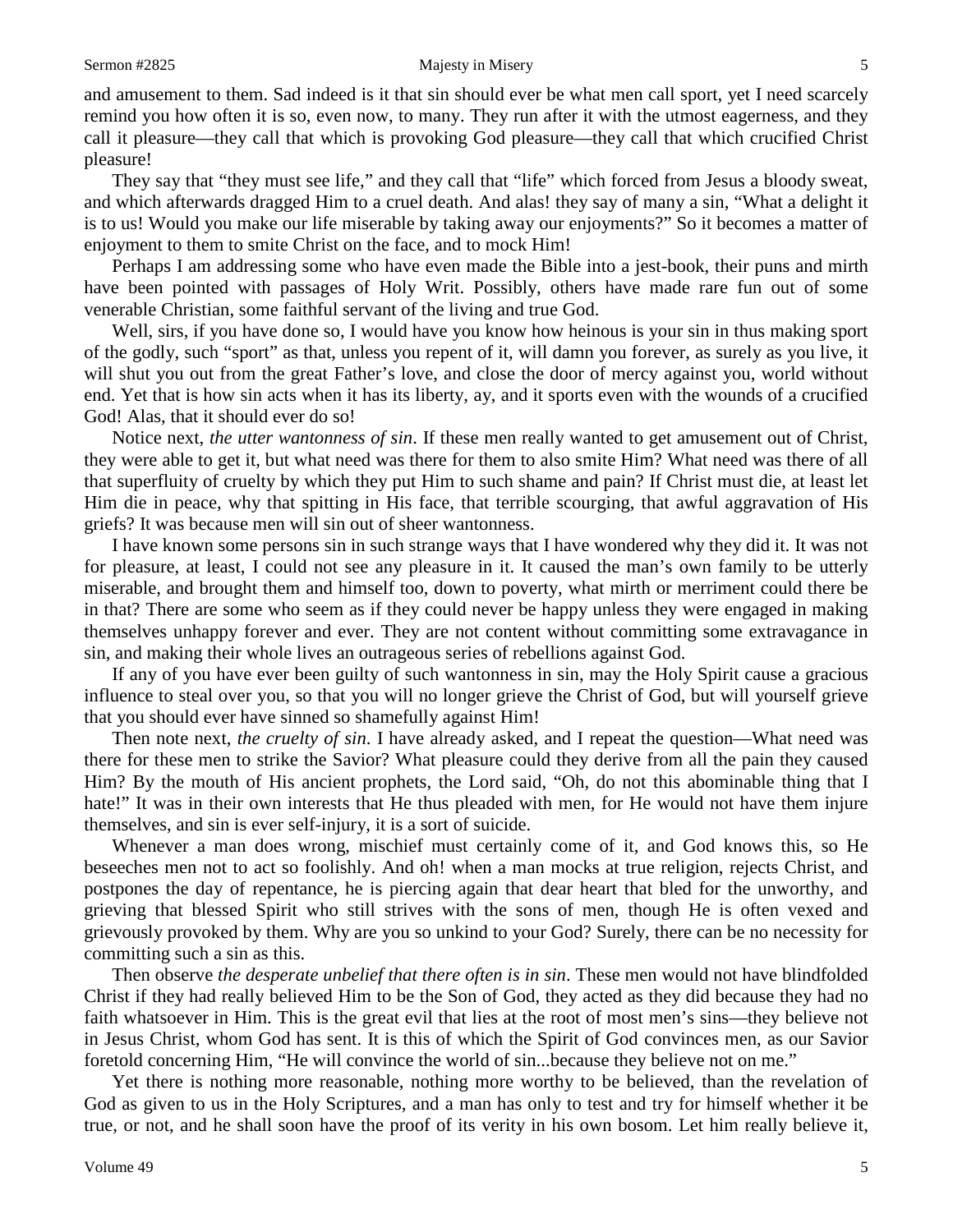and amusement to them. Sad indeed is it that sin should ever be what men call sport, yet I need scarcely remind you how often it is so, even now, to many. They run after it with the utmost eagerness, and they call it pleasure—they call that which is provoking God pleasure—they call that which crucified Christ pleasure!

They say that "they must see life," and they call that "life" which forced from Jesus a bloody sweat, and which afterwards dragged Him to a cruel death. And alas! they say of many a sin, "What a delight it is to us! Would you make our life miserable by taking away our enjoyments?" So it becomes a matter of enjoyment to them to smite Christ on the face, and to mock Him!

Perhaps I am addressing some who have even made the Bible into a jest-book, their puns and mirth have been pointed with passages of Holy Writ. Possibly, others have made rare fun out of some venerable Christian, some faithful servant of the living and true God.

Well, sirs, if you have done so, I would have you know how heinous is your sin in thus making sport of the godly, such "sport" as that, unless you repent of it, will damn you forever, as surely as you live, it will shut you out from the great Father's love, and close the door of mercy against you, world without end. Yet that is how sin acts when it has its liberty, ay, and it sports even with the wounds of a crucified God! Alas, that it should ever do so!

Notice next, *the utter wantonness of sin*. If these men really wanted to get amusement out of Christ, they were able to get it, but what need was there for them to also smite Him? What need was there of all that superfluity of cruelty by which they put Him to such shame and pain? If Christ must die, at least let Him die in peace, why that spitting in His face, that terrible scourging, that awful aggravation of His griefs? It was because men will sin out of sheer wantonness.

I have known some persons sin in such strange ways that I have wondered why they did it. It was not for pleasure, at least, I could not see any pleasure in it. It caused the man's own family to be utterly miserable, and brought them and himself too, down to poverty, what mirth or merriment could there be in that? There are some who seem as if they could never be happy unless they were engaged in making themselves unhappy forever and ever. They are not content without committing some extravagance in sin, and making their whole lives an outrageous series of rebellions against God.

If any of you have ever been guilty of such wantonness in sin, may the Holy Spirit cause a gracious influence to steal over you, so that you will no longer grieve the Christ of God, but will yourself grieve that you should ever have sinned so shamefully against Him!

Then note next, *the cruelty of sin*. I have already asked, and I repeat the question—What need was there for these men to strike the Savior? What pleasure could they derive from all the pain they caused Him? By the mouth of His ancient prophets, the Lord said, "Oh, do not this abominable thing that I hate!" It was in their own interests that He thus pleaded with men, for He would not have them injure themselves, and sin is ever self-injury, it is a sort of suicide.

Whenever a man does wrong, mischief must certainly come of it, and God knows this, so He beseeches men not to act so foolishly. And oh! when a man mocks at true religion, rejects Christ, and postpones the day of repentance, he is piercing again that dear heart that bled for the unworthy, and grieving that blessed Spirit who still strives with the sons of men, though He is often vexed and grievously provoked by them. Why are you so unkind to your God? Surely, there can be no necessity for committing such a sin as this.

Then observe *the desperate unbelief that there often is in sin*. These men would not have blindfolded Christ if they had really believed Him to be the Son of God, they acted as they did because they had no faith whatsoever in Him. This is the great evil that lies at the root of most men's sins—they believe not in Jesus Christ, whom God has sent. It is this of which the Spirit of God convinces men, as our Savior foretold concerning Him, "He will convince the world of sin...because they believe not on me."

Yet there is nothing more reasonable, nothing more worthy to be believed, than the revelation of God as given to us in the Holy Scriptures, and a man has only to test and try for himself whether it be true, or not, and he shall soon have the proof of its verity in his own bosom. Let him really believe it,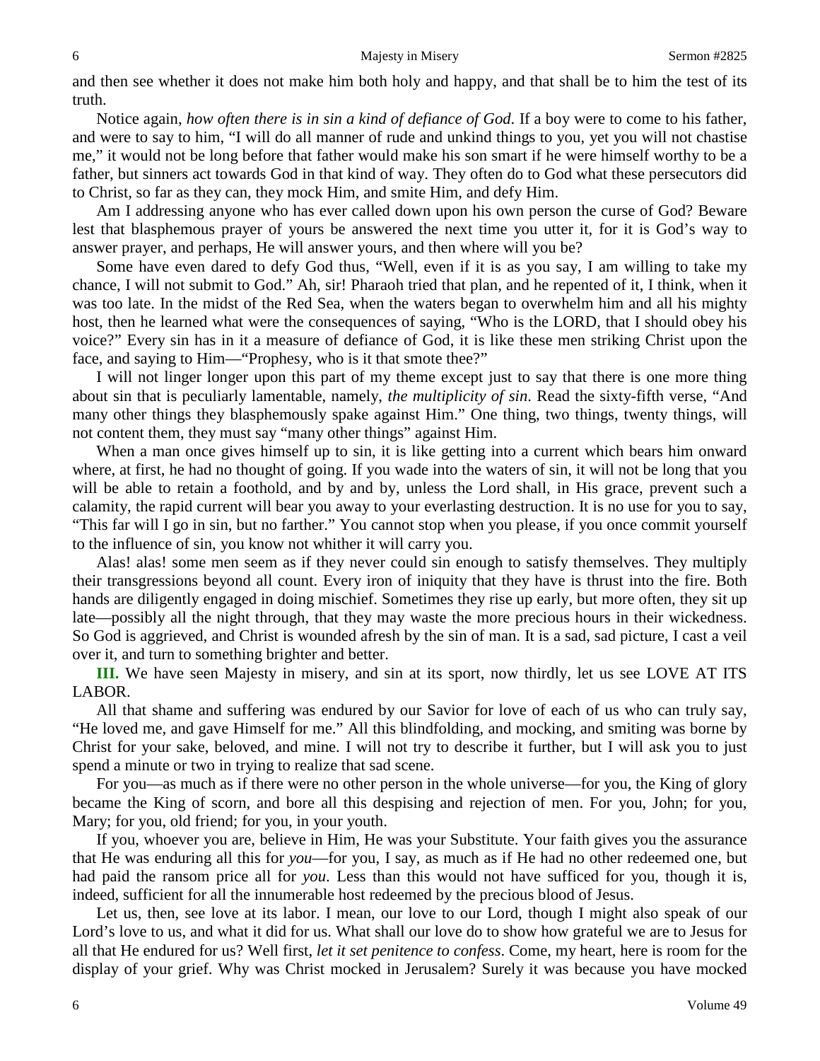and then see whether it does not make him both holy and happy, and that shall be to him the test of its truth.

Notice again, *how often there is in sin a kind of defiance of God*. If a boy were to come to his father, and were to say to him, "I will do all manner of rude and unkind things to you, yet you will not chastise me," it would not be long before that father would make his son smart if he were himself worthy to be a father, but sinners act towards God in that kind of way. They often do to God what these persecutors did to Christ, so far as they can, they mock Him, and smite Him, and defy Him.

Am I addressing anyone who has ever called down upon his own person the curse of God? Beware lest that blasphemous prayer of yours be answered the next time you utter it, for it is God's way to answer prayer, and perhaps, He will answer yours, and then where will you be?

Some have even dared to defy God thus, "Well, even if it is as you say, I am willing to take my chance, I will not submit to God." Ah, sir! Pharaoh tried that plan, and he repented of it, I think, when it was too late. In the midst of the Red Sea, when the waters began to overwhelm him and all his mighty host, then he learned what were the consequences of saying, "Who is the LORD, that I should obey his voice?" Every sin has in it a measure of defiance of God, it is like these men striking Christ upon the face, and saying to Him—"Prophesy, who is it that smote thee?"

I will not linger longer upon this part of my theme except just to say that there is one more thing about sin that is peculiarly lamentable, namely, *the multiplicity of sin*. Read the sixty-fifth verse, "And many other things they blasphemously spake against Him." One thing, two things, twenty things, will not content them, they must say "many other things" against Him.

When a man once gives himself up to sin, it is like getting into a current which bears him onward where, at first, he had no thought of going. If you wade into the waters of sin, it will not be long that you will be able to retain a foothold, and by and by, unless the Lord shall, in His grace, prevent such a calamity, the rapid current will bear you away to your everlasting destruction. It is no use for you to say, "This far will I go in sin, but no farther." You cannot stop when you please, if you once commit yourself to the influence of sin, you know not whither it will carry you.

Alas! alas! some men seem as if they never could sin enough to satisfy themselves. They multiply their transgressions beyond all count. Every iron of iniquity that they have is thrust into the fire. Both hands are diligently engaged in doing mischief. Sometimes they rise up early, but more often, they sit up late—possibly all the night through, that they may waste the more precious hours in their wickedness. So God is aggrieved, and Christ is wounded afresh by the sin of man. It is a sad, sad picture, I cast a veil over it, and turn to something brighter and better.

**III.** We have seen Majesty in misery, and sin at its sport, now thirdly, let us see LOVE AT ITS LABOR.

All that shame and suffering was endured by our Savior for love of each of us who can truly say, "He loved me, and gave Himself for me." All this blindfolding, and mocking, and smiting was borne by Christ for your sake, beloved, and mine. I will not try to describe it further, but I will ask you to just spend a minute or two in trying to realize that sad scene.

For you—as much as if there were no other person in the whole universe—for you, the King of glory became the King of scorn, and bore all this despising and rejection of men. For you, John; for you, Mary; for you, old friend; for you, in your youth.

If you, whoever you are, believe in Him, He was your Substitute. Your faith gives you the assurance that He was enduring all this for *you*—for you, I say, as much as if He had no other redeemed one, but had paid the ransom price all for *you*. Less than this would not have sufficed for you, though it is, indeed, sufficient for all the innumerable host redeemed by the precious blood of Jesus.

Let us, then, see love at its labor. I mean, our love to our Lord, though I might also speak of our Lord's love to us, and what it did for us. What shall our love do to show how grateful we are to Jesus for all that He endured for us? Well first, *let it set penitence to confess*. Come, my heart, here is room for the display of your grief. Why was Christ mocked in Jerusalem? Surely it was because you have mocked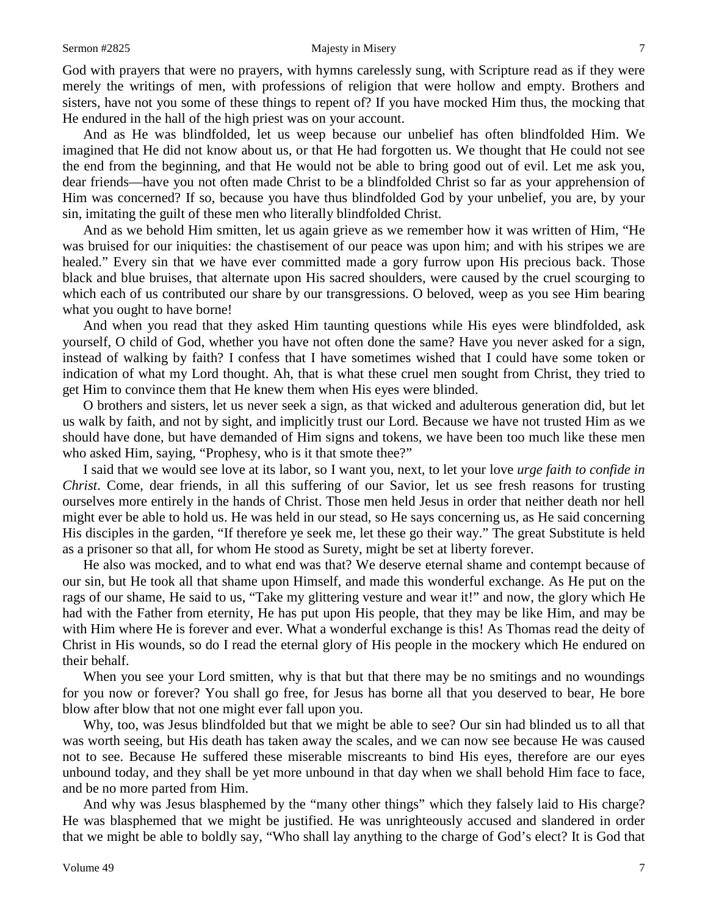God with prayers that were no prayers, with hymns carelessly sung, with Scripture read as if they were merely the writings of men, with professions of religion that were hollow and empty. Brothers and sisters, have not you some of these things to repent of? If you have mocked Him thus, the mocking that He endured in the hall of the high priest was on your account.

And as He was blindfolded, let us weep because our unbelief has often blindfolded Him. We imagined that He did not know about us, or that He had forgotten us. We thought that He could not see the end from the beginning, and that He would not be able to bring good out of evil. Let me ask you, dear friends—have you not often made Christ to be a blindfolded Christ so far as your apprehension of Him was concerned? If so, because you have thus blindfolded God by your unbelief, you are, by your sin, imitating the guilt of these men who literally blindfolded Christ.

And as we behold Him smitten, let us again grieve as we remember how it was written of Him, "He was bruised for our iniquities: the chastisement of our peace was upon him; and with his stripes we are healed." Every sin that we have ever committed made a gory furrow upon His precious back. Those black and blue bruises, that alternate upon His sacred shoulders, were caused by the cruel scourging to which each of us contributed our share by our transgressions. O beloved, weep as you see Him bearing what you ought to have borne!

And when you read that they asked Him taunting questions while His eyes were blindfolded, ask yourself, O child of God, whether you have not often done the same? Have you never asked for a sign, instead of walking by faith? I confess that I have sometimes wished that I could have some token or indication of what my Lord thought. Ah, that is what these cruel men sought from Christ, they tried to get Him to convince them that He knew them when His eyes were blinded.

O brothers and sisters, let us never seek a sign, as that wicked and adulterous generation did, but let us walk by faith, and not by sight, and implicitly trust our Lord. Because we have not trusted Him as we should have done, but have demanded of Him signs and tokens, we have been too much like these men who asked Him, saying, "Prophesy, who is it that smote thee?"

I said that we would see love at its labor, so I want you, next, to let your love *urge faith to confide in Christ*. Come, dear friends, in all this suffering of our Savior, let us see fresh reasons for trusting ourselves more entirely in the hands of Christ. Those men held Jesus in order that neither death nor hell might ever be able to hold us. He was held in our stead, so He says concerning us, as He said concerning His disciples in the garden, "If therefore ye seek me, let these go their way." The great Substitute is held as a prisoner so that all, for whom He stood as Surety, might be set at liberty forever.

He also was mocked, and to what end was that? We deserve eternal shame and contempt because of our sin, but He took all that shame upon Himself, and made this wonderful exchange. As He put on the rags of our shame, He said to us, "Take my glittering vesture and wear it!" and now, the glory which He had with the Father from eternity, He has put upon His people, that they may be like Him, and may be with Him where He is forever and ever. What a wonderful exchange is this! As Thomas read the deity of Christ in His wounds, so do I read the eternal glory of His people in the mockery which He endured on their behalf.

When you see your Lord smitten, why is that but that there may be no smitings and no woundings for you now or forever? You shall go free, for Jesus has borne all that you deserved to bear, He bore blow after blow that not one might ever fall upon you.

Why, too, was Jesus blindfolded but that we might be able to see? Our sin had blinded us to all that was worth seeing, but His death has taken away the scales, and we can now see because He was caused not to see. Because He suffered these miserable miscreants to bind His eyes, therefore are our eyes unbound today, and they shall be yet more unbound in that day when we shall behold Him face to face, and be no more parted from Him.

And why was Jesus blasphemed by the "many other things" which they falsely laid to His charge? He was blasphemed that we might be justified. He was unrighteously accused and slandered in order that we might be able to boldly say, "Who shall lay anything to the charge of God's elect? It is God that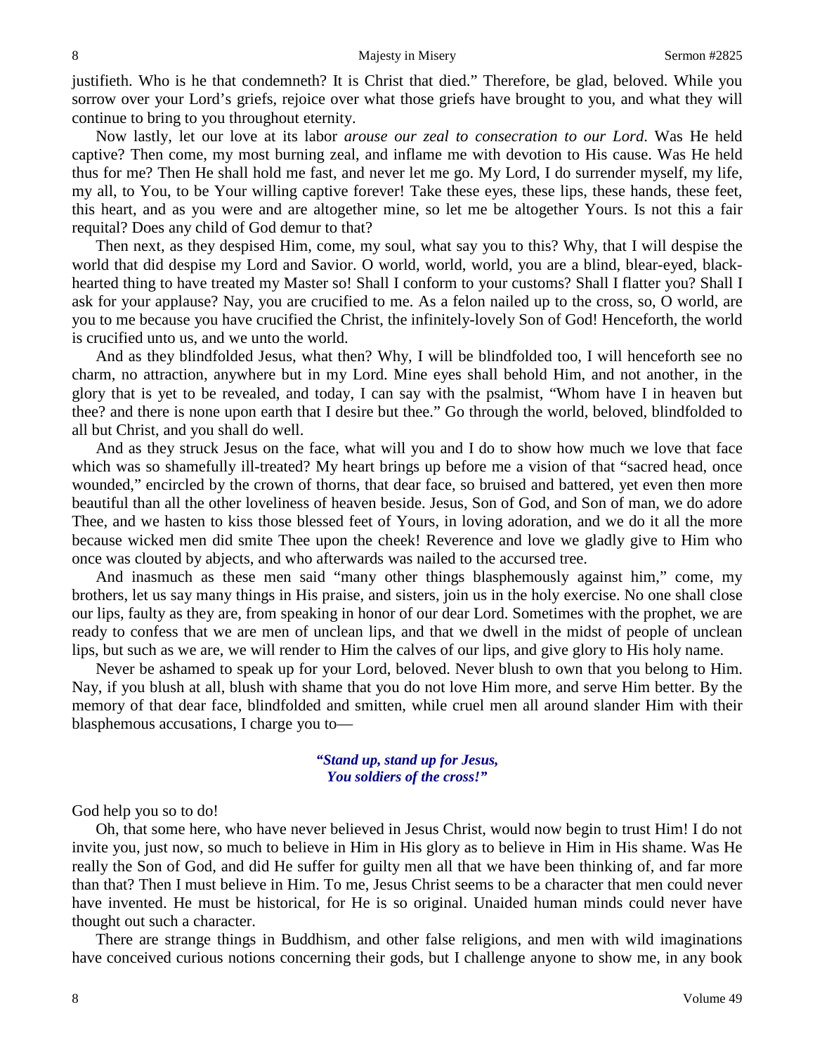justifieth. Who is he that condemneth? It is Christ that died." Therefore, be glad, beloved. While you sorrow over your Lord's griefs, rejoice over what those griefs have brought to you, and what they will continue to bring to you throughout eternity.

Now lastly, let our love at its labor *arouse our zeal to consecration to our Lord*. Was He held captive? Then come, my most burning zeal, and inflame me with devotion to His cause. Was He held thus for me? Then He shall hold me fast, and never let me go. My Lord, I do surrender myself, my life, my all, to You, to be Your willing captive forever! Take these eyes, these lips, these hands, these feet, this heart, and as you were and are altogether mine, so let me be altogether Yours. Is not this a fair requital? Does any child of God demur to that?

Then next, as they despised Him, come, my soul, what say you to this? Why, that I will despise the world that did despise my Lord and Savior. O world, world, world, you are a blind, blear-eyed, black-hearted thing to have treated my Master so! Shall I conform to your customs? Shall I flatter you? Shall I ask for your applause? Nay, you are crucified to me. As a felon nailed up to the cross, so, O world, are you to me because you have crucified the Christ, the infinitely-lovely Son of God! Henceforth, the world is crucified unto us, and we unto the world.

And as they blindfolded Jesus, what then? Why, I will be blindfolded too, I will henceforth see no charm, no attraction, anywhere but in my Lord. Mine eyes shall behold Him, and not another, in the glory that is yet to be revealed, and today, I can say with the psalmist, "Whom have I in heaven but thee? and there is none upon earth that I desire but thee." Go through the world, beloved, blindfolded to all but Christ, and you shall do well.

And as they struck Jesus on the face, what will you and I do to show how much we love that face which was so shamefully ill-treated? My heart brings up before me a vision of that "sacred head, once wounded," encircled by the crown of thorns, that dear face, so bruised and battered, yet even then more beautiful than all the other loveliness of heaven beside. Jesus, Son of God, and Son of man, we do adore Thee, and we hasten to kiss those blessed feet of Yours, in loving adoration, and we do it all the more because wicked men did smite Thee upon the cheek! Reverence and love we gladly give to Him who once was clouted by abjects, and who afterwards was nailed to the accursed tree.

And inasmuch as these men said "many other things blasphemously against him," come, my brothers, let us say many things in His praise, and sisters, join us in the holy exercise. No one shall close our lips, faulty as they are, from speaking in honor of our dear Lord. Sometimes with the prophet, we are ready to confess that we are men of unclean lips, and that we dwell in the midst of people of unclean lips, but such as we are, we will render to Him the calves of our lips, and give glory to His holy name.

Never be ashamed to speak up for your Lord, beloved. Never blush to own that you belong to Him. Nay, if you blush at all, blush with shame that you do not love Him more, and serve Him better. By the memory of that dear face, blindfolded and smitten, while cruel men all around slander Him with their blasphemous accusations, I charge you to—

***"Stand up, stand up for Jesus,***
***You soldiers of the cross!"***

God help you so to do!

Oh, that some here, who have never believed in Jesus Christ, would now begin to trust Him! I do not invite you, just now, so much to believe in Him in His glory as to believe in Him in His shame. Was He really the Son of God, and did He suffer for guilty men all that we have been thinking of, and far more than that? Then I must believe in Him. To me, Jesus Christ seems to be a character that men could never have invented. He must be historical, for He is so original. Unaided human minds could never have thought out such a character.

There are strange things in Buddhism, and other false religions, and men with wild imaginations have conceived curious notions concerning their gods, but I challenge anyone to show me, in any book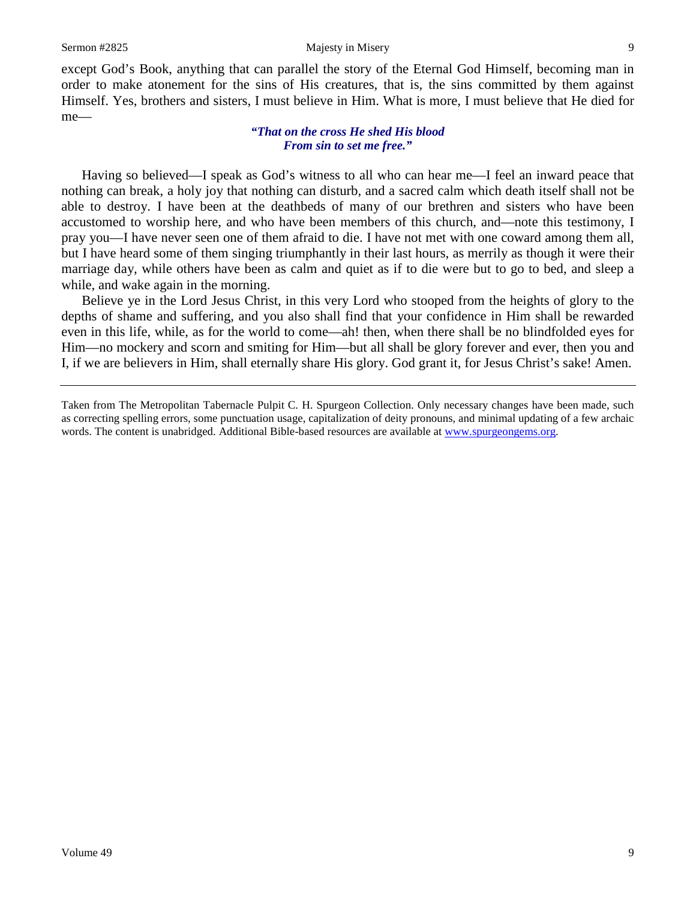except God's Book, anything that can parallel the story of the Eternal God Himself, becoming man in order to make atonement for the sins of His creatures, that is, the sins committed by them against Himself. Yes, brothers and sisters, I must believe in Him. What is more, I must believe that He died for me—

> ***"That on the cross He shed His blood***
> ***From sin to set me free."***

Having so believed—I speak as God's witness to all who can hear me—I feel an inward peace that nothing can break, a holy joy that nothing can disturb, and a sacred calm which death itself shall not be able to destroy. I have been at the deathbeds of many of our brethren and sisters who have been accustomed to worship here, and who have been members of this church, and—note this testimony, I pray you—I have never seen one of them afraid to die. I have not met with one coward among them all, but I have heard some of them singing triumphantly in their last hours, as merrily as though it were their marriage day, while others have been as calm and quiet as if to die were but to go to bed, and sleep a while, and wake again in the morning.

Believe ye in the Lord Jesus Christ, in this very Lord who stooped from the heights of glory to the depths of shame and suffering, and you also shall find that your confidence in Him shall be rewarded even in this life, while, as for the world to come—ah! then, when there shall be no blindfolded eyes for Him—no mockery and scorn and smiting for Him—but all shall be glory forever and ever, then you and I, if we are believers in Him, shall eternally share His glory. God grant it, for Jesus Christ's sake! Amen.

---

Taken from The Metropolitan Tabernacle Pulpit C. H. Spurgeon Collection. Only necessary changes have been made, such as correcting spelling errors, some punctuation usage, capitalization of deity pronouns, and minimal updating of a few archaic words. The content is unabridged. Additional Bible-based resources are available at [www.spurgeongems.org](http://www.spurgeongems.org).